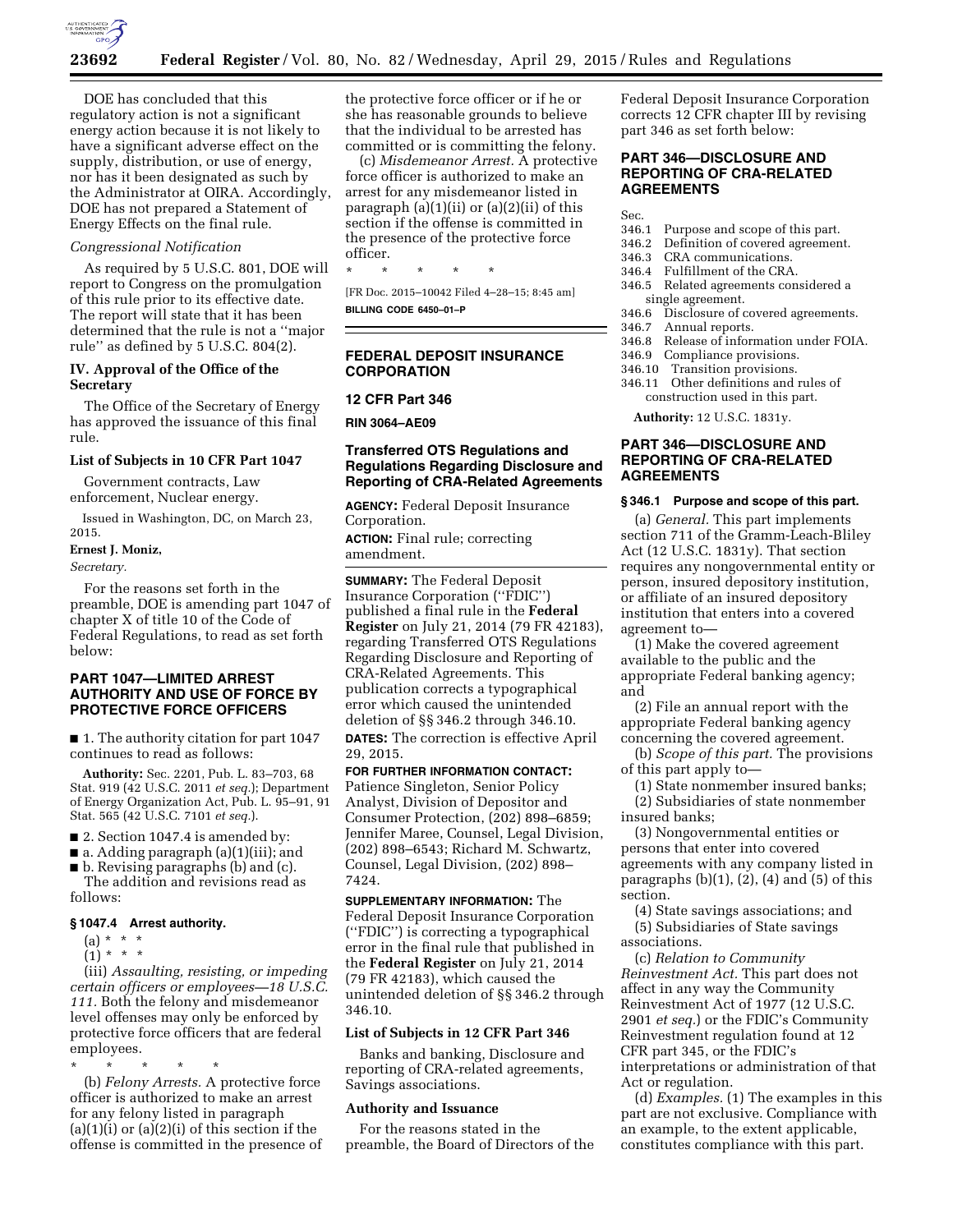DOE has concluded that this regulatory action is not a significant energy action because it is not likely to have a significant adverse effect on the supply, distribution, or use of energy, nor has it been designated as such by the Administrator at OIRA. Accordingly, DOE has not prepared a Statement of Energy Effects on the final rule.

*Congressional Notification*

As required by 5 U.S.C. 801, DOE will report to Congress on the promulgation of this rule prior to its effective date. The report will state that it has been determined that the rule is not a ''major rule'' as defined by 5 U.S.C. 804(2).

**IV. Approval of the Office of the Secretary**

The Office of the Secretary of Energy has approved the issuance of this final rule.

**List of Subjects in 10 CFR Part 1047**

Government contracts, Law enforcement, Nuclear energy.

Issued in Washington, DC, on March 23, 2015.

**Ernest J. Moniz,**

*Secretary.*

For the reasons set forth in the preamble, DOE is amending part 1047 of chapter X of title 10 of the Code of Federal Regulations, to read as set forth below:

## PART 1047—LIMITED ARREST AUTHORITY AND USE OF FORCE BY PROTECTIVE FORCE OFFICERS

■ 1. The authority citation for part 1047 continues to read as follows:

**Authority:** Sec. 2201, Pub. L. 83–703, 68 Stat. 919 (42 U.S.C. 2011 *et seq.*); Department of Energy Organization Act, Pub. L. 95–91, 91 Stat. 565 (42 U.S.C. 7101 *et seq.*).

■ 2. Section 1047.4 is amended by:

■ a. Adding paragraph (a)(1)(iii); and

■ b. Revising paragraphs (b) and (c).

The addition and revisions read as follows:

### § 1047.4 Arrest authority.

(a) * * *

(1) * * *

(iii) *Assaulting, resisting, or impeding certain officers or employees—18 U.S.C. 111.* Both the felony and misdemeanor level offenses may only be enforced by protective force officers that are federal employees.

\* \* \* \* \*

(b) *Felony Arrests.* A protective force officer is authorized to make an arrest for any felony listed in paragraph (a)(1)(i) or (a)(2)(i) of this section if the offense is committed in the presence of the protective force officer or if he or she has reasonable grounds to believe that the individual to be arrested has committed or is committing the felony.

(c) *Misdemeanor Arrest.* A protective force officer is authorized to make an arrest for any misdemeanor listed in paragraph (a)(1)(ii) or (a)(2)(ii) of this section if the offense is committed in the presence of the protective force officer.

\* \* \* \* \*

[FR Doc. 2015–10042 Filed 4–28–15; 8:45 am]

**BILLING CODE 6450–01–P**

## FEDERAL DEPOSIT INSURANCE CORPORATION

### 12 CFR Part 346

**RIN 3064–AE09**

### Transferred OTS Regulations and Regulations Regarding Disclosure and Reporting of CRA-Related Agreements

**AGENCY:** Federal Deposit Insurance Corporation.

**ACTION:** Final rule; correcting amendment.

**SUMMARY:** The Federal Deposit Insurance Corporation (''FDIC'') published a final rule in the **Federal Register** on July 21, 2014 (79 FR 42183), regarding Transferred OTS Regulations Regarding Disclosure and Reporting of CRA-Related Agreements. This publication corrects a typographical error which caused the unintended deletion of §§ 346.2 through 346.10.

**DATES:** The correction is effective April 29, 2015.

**FOR FURTHER INFORMATION CONTACT:** Patience Singleton, Senior Policy Analyst, Division of Depositor and Consumer Protection, (202) 898–6859; Jennifer Maree, Counsel, Legal Division, (202) 898–6543; Richard M. Schwartz, Counsel, Legal Division, (202) 898–7424.

**SUPPLEMENTARY INFORMATION:** The Federal Deposit Insurance Corporation (''FDIC'') is correcting a typographical error in the final rule that published in the **Federal Register** on July 21, 2014 (79 FR 42183), which caused the unintended deletion of §§ 346.2 through 346.10.

**List of Subjects in 12 CFR Part 346**

Banks and banking, Disclosure and reporting of CRA-related agreements, Savings associations.

**Authority and Issuance**

For the reasons stated in the preamble, the Board of Directors of the Federal Deposit Insurance Corporation corrects 12 CFR chapter III by revising part 346 as set forth below:

## PART 346—DISCLOSURE AND REPORTING OF CRA-RELATED AGREEMENTS

Sec.
346.1 Purpose and scope of this part.
346.2 Definition of covered agreement.
346.3 CRA communications.
346.4 Fulfillment of the CRA.
346.5 Related agreements considered a single agreement.
346.6 Disclosure of covered agreements.
346.7 Annual reports.
346.8 Release of information under FOIA.
346.9 Compliance provisions.
346.10 Transition provisions.
346.11 Other definitions and rules of construction used in this part.

**Authority:** 12 U.S.C. 1831y.

## PART 346—DISCLOSURE AND REPORTING OF CRA-RELATED AGREEMENTS

### § 346.1 Purpose and scope of this part.

(a) *General.* This part implements section 711 of the Gramm-Leach-Bliley Act (12 U.S.C. 1831y). That section requires any nongovernmental entity or person, insured depository institution, or affiliate of an insured depository institution that enters into a covered agreement to—

(1) Make the covered agreement available to the public and the appropriate Federal banking agency; and

(2) File an annual report with the appropriate Federal banking agency concerning the covered agreement.

(b) *Scope of this part.* The provisions of this part apply to—

(1) State nonmember insured banks;

(2) Subsidiaries of state nonmember insured banks;

(3) Nongovernmental entities or persons that enter into covered agreements with any company listed in paragraphs (b)(1), (2), (4) and (5) of this section.

(4) State savings associations; and

(5) Subsidiaries of State savings associations.

(c) *Relation to Community Reinvestment Act.* This part does not affect in any way the Community Reinvestment Act of 1977 (12 U.S.C. 2901 *et seq.*) or the FDIC's Community Reinvestment regulation found at 12 CFR part 345, or the FDIC's interpretations or administration of that Act or regulation.

(d) *Examples.* (1) The examples in this part are not exclusive. Compliance with an example, to the extent applicable, constitutes compliance with this part.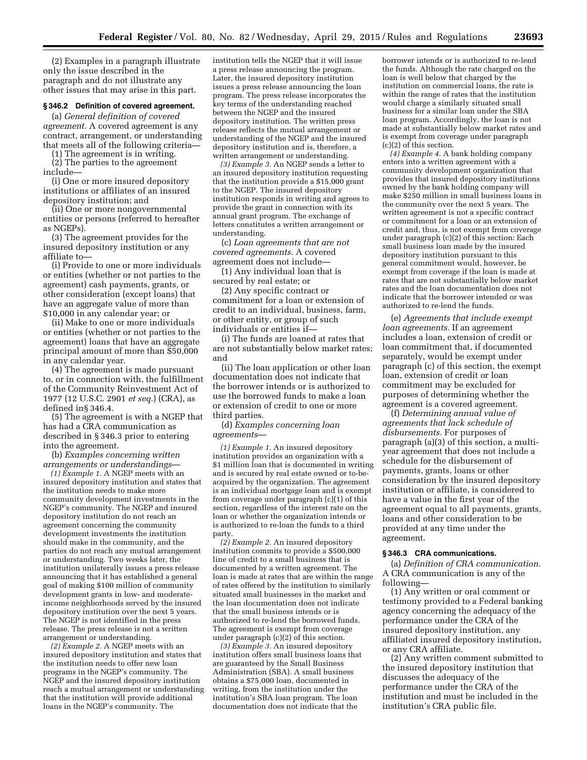(2) Examples in a paragraph illustrate only the issue described in the paragraph and do not illustrate any other issues that may arise in this part.

### § 346.2 Definition of covered agreement.

(a) *General definition of covered agreement.* A covered agreement is any contract, arrangement, or understanding that meets all of the following criteria—

(1) The agreement is in writing.

(2) The parties to the agreement include—

(i) One or more insured depository institutions or affiliates of an insured depository institution; and

(ii) One or more nongovernmental entities or persons (referred to hereafter as NGEPs).

(3) The agreement provides for the insured depository institution or any affiliate to—

(i) Provide to one or more individuals or entities (whether or not parties to the agreement) cash payments, grants, or other consideration (except loans) that have an aggregate value of more than $10,000 in any calendar year; or

(ii) Make to one or more individuals or entities (whether or not parties to the agreement) loans that have an aggregate principal amount of more than $50,000 in any calendar year.

(4) The agreement is made pursuant to, or in connection with, the fulfillment of the Community Reinvestment Act of 1977 (12 U.S.C. 2901 *et seq.*) (CRA), as defined in§ 346.4.

(5) The agreement is with a NGEP that has had a CRA communication as described in § 346.3 prior to entering into the agreement.

(b) *Examples concerning written arrangements or understandings*—

*(1) Example 1.* A NGEP meets with an insured depository institution and states that the institution needs to make more community development investments in the NGEP's community. The NGEP and insured depository institution do not reach an agreement concerning the community development investments the institution should make in the community, and the parties do not reach any mutual arrangement or understanding. Two weeks later, the institution unilaterally issues a press release announcing that it has established a general goal of making $100 million of community development grants in low- and moderate-income neighborhoods served by the insured depository institution over the next 5 years. The NGEP is not identified in the press release. The press release is not a written arrangement or understanding.

*(2) Example 2.* A NGEP meets with an insured depository institution and states that the institution needs to offer new loan programs in the NGEP's community. The NGEP and the insured depository institution reach a mutual arrangement or understanding that the institution will provide additional loans in the NGEP's community. The institution tells the NGEP that it will issue a press release announcing the program. Later, the insured depository institution issues a press release announcing the loan program. The press release incorporates the key terms of the understanding reached between the NGEP and the insured depository institution. The written press release reflects the mutual arrangement or understanding of the NGEP and the insured depository institution and is, therefore, a written arrangement or understanding.

*(3) Example 3.* An NGEP sends a letter to an insured depository institution requesting that the institution provide a $15,000 grant to the NGEP. The insured depository institution responds in writing and agrees to provide the grant in connection with its annual grant program. The exchange of letters constitutes a written arrangement or understanding.

(c) *Loan agreements that are not covered agreements.* A covered agreement does not include—

(1) Any individual loan that is secured by real estate; or

(2) Any specific contract or commitment for a loan or extension of credit to an individual, business, farm, or other entity, or group of such individuals or entities if—

(i) The funds are loaned at rates that are not substantially below market rates; and

(ii) The loan application or other loan documentation does not indicate that the borrower intends or is authorized to use the borrowed funds to make a loan or extension of credit to one or more third parties.

(d) *Examples concerning loan agreements*—

*(1) Example 1.* An insured depository institution provides an organization with a $1 million loan that is documented in writing and is secured by real estate owned or to-be-acquired by the organization. The agreement is an individual mortgage loan and is exempt from coverage under paragraph (c)(1) of this section, regardless of the interest rate on the loan or whether the organization intends or is authorized to re-loan the funds to a third party.

*(2) Example 2.* An insured depository institution commits to provide a $500,000 line of credit to a small business that is documented by a written agreement. The loan is made at rates that are within the range of rates offered by the institution to similarly situated small businesses in the market and the loan documentation does not indicate that the small business intends or is authorized to re-lend the borrowed funds. The agreement is exempt from coverage under paragraph (c)(2) of this section.

*(3) Example 3.* An insured depository institution offers small business loans that are guaranteed by the Small Business Administration (SBA). A small business obtains a $75,000 loan, documented in writing, from the institution under the institution's SBA loan program. The loan documentation does not indicate that the borrower intends or is authorized to re-lend the funds. Although the rate charged on the loan is well below that charged by the institution on commercial loans, the rate is within the range of rates that the institution would charge a similarly situated small business for a similar loan under the SBA loan program. Accordingly, the loan is not made at substantially below market rates and is exempt from coverage under paragraph (c)(2) of this section.

*(4) Example 4.* A bank holding company enters into a written agreement with a community development organization that provides that insured depository institutions owned by the bank holding company will make $250 million in small business loans in the community over the next 5 years. The written agreement is not a specific contract or commitment for a loan or an extension of credit and, thus, is not exempt from coverage under paragraph (c)(2) of this section: Each small business loan made by the insured depository institution pursuant to this general commitment would, however, be exempt from coverage if the loan is made at rates that are not substantially below market rates and the loan documentation does not indicate that the borrower intended or was authorized to re-lend the funds.

(e) *Agreements that include exempt loan agreements.* If an agreement includes a loan, extension of credit or loan commitment that, if documented separately, would be exempt under paragraph (c) of this section, the exempt loan, extension of credit or loan commitment may be excluded for purposes of determining whether the agreement is a covered agreement.

(f) *Determining annual value of agreements that lack schedule of disbursements.* For purposes of paragraph (a)(3) of this section, a multi-year agreement that does not include a schedule for the disbursement of payments, grants, loans or other consideration by the insured depository institution or affiliate, is considered to have a value in the first year of the agreement equal to all payments, grants, loans and other consideration to be provided at any time under the agreement.

### § 346.3 CRA communications.

(a) *Definition of CRA communication.* A CRA communication is any of the following—

(1) Any written or oral comment or testimony provided to a Federal banking agency concerning the adequacy of the performance under the CRA of the insured depository institution, any affiliated insured depository institution, or any CRA affiliate.

(2) Any written comment submitted to the insured depository institution that discusses the adequacy of the performance under the CRA of the institution and must be included in the institution's CRA public file.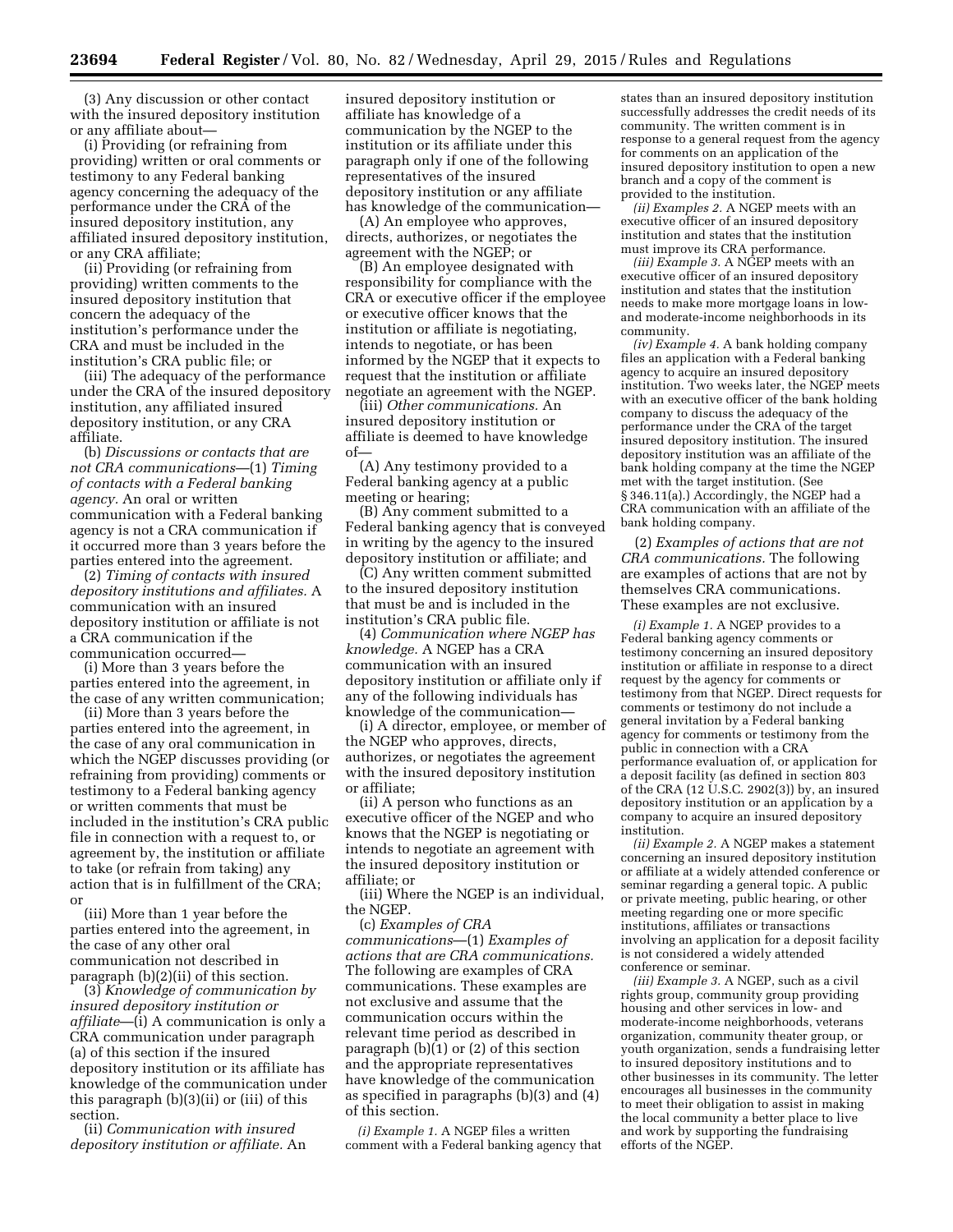(3) Any discussion or other contact with the insured depository institution or any affiliate about—

(i) Providing (or refraining from providing) written or oral comments or testimony to any Federal banking agency concerning the adequacy of the performance under the CRA of the insured depository institution, any affiliated insured depository institution, or any CRA affiliate;

(ii) Providing (or refraining from providing) written comments to the insured depository institution that concern the adequacy of the institution's performance under the CRA and must be included in the institution's CRA public file; or

(iii) The adequacy of the performance under the CRA of the insured depository institution, any affiliated insured depository institution, or any CRA affiliate.

(b) *Discussions or contacts that are not CRA communications*—(1) *Timing of contacts with a Federal banking agency.* An oral or written communication with a Federal banking agency is not a CRA communication if it occurred more than 3 years before the parties entered into the agreement.

(2) *Timing of contacts with insured depository institutions and affiliates.* A communication with an insured depository institution or affiliate is not a CRA communication if the communication occurred—

(i) More than 3 years before the parties entered into the agreement, in the case of any written communication;

(ii) More than 3 years before the parties entered into the agreement, in the case of any oral communication in which the NGEP discusses providing (or refraining from providing) comments or testimony to a Federal banking agency or written comments that must be included in the institution's CRA public file in connection with a request to, or agreement by, the institution or affiliate to take (or refrain from taking) any action that is in fulfillment of the CRA; or

(iii) More than 1 year before the parties entered into the agreement, in the case of any other oral communication not described in paragraph (b)(2)(ii) of this section.

(3) *Knowledge of communication by insured depository institution or affiliate*—(i) A communication is only a CRA communication under paragraph (a) of this section if the insured depository institution or its affiliate has knowledge of the communication under this paragraph (b)(3)(ii) or (iii) of this section.

(ii) *Communication with insured depository institution or affiliate.* An insured depository institution or affiliate has knowledge of a communication by the NGEP to the institution or its affiliate under this paragraph only if one of the following representatives of the insured depository institution or any affiliate has knowledge of the communication—

(A) An employee who approves, directs, authorizes, or negotiates the agreement with the NGEP; or

(B) An employee designated with responsibility for compliance with the CRA or executive officer if the employee or executive officer knows that the institution or affiliate is negotiating, intends to negotiate, or has been informed by the NGEP that it expects to request that the institution or affiliate negotiate an agreement with the NGEP.

(iii) *Other communications.* An insured depository institution or affiliate is deemed to have knowledge of—

(A) Any testimony provided to a Federal banking agency at a public meeting or hearing;

(B) Any comment submitted to a Federal banking agency that is conveyed in writing by the agency to the insured depository institution or affiliate; and

(C) Any written comment submitted to the insured depository institution that must be and is included in the institution's CRA public file.

(4) *Communication where NGEP has knowledge.* A NGEP has a CRA communication with an insured depository institution or affiliate only if any of the following individuals has knowledge of the communication—

(i) A director, employee, or member of the NGEP who approves, directs, authorizes, or negotiates the agreement with the insured depository institution or affiliate;

(ii) A person who functions as an executive officer of the NGEP and who knows that the NGEP is negotiating or intends to negotiate an agreement with the insured depository institution or affiliate; or

(iii) Where the NGEP is an individual, the NGEP.

(c) *Examples of CRA communications*—(1) *Examples of actions that are CRA communications.* The following are examples of CRA communications. These examples are not exclusive and assume that the communication occurs within the relevant time period as described in paragraph (b)(1) or (2) of this section and the appropriate representatives have knowledge of the communication as specified in paragraphs (b)(3) and (4) of this section.

*(i) Example 1.* A NGEP files a written comment with a Federal banking agency that states than an insured depository institution successfully addresses the credit needs of its community. The written comment is in response to a general request from the agency for comments on an application of the insured depository institution to open a new branch and a copy of the comment is provided to the institution.

*(ii) Examples 2.* A NGEP meets with an executive officer of an insured depository institution and states that the institution must improve its CRA performance.

*(iii) Example 3.* A NGEP meets with an executive officer of an insured depository institution and states that the institution needs to make more mortgage loans in low- and moderate-income neighborhoods in its community.

*(iv) Example 4.* A bank holding company files an application with a Federal banking agency to acquire an insured depository institution. Two weeks later, the NGEP meets with an executive officer of the bank holding company to discuss the adequacy of the performance under the CRA of the target insured depository institution. The insured depository institution was an affiliate of the bank holding company at the time the NGEP met with the target institution. (See § 346.11(a).) Accordingly, the NGEP had a CRA communication with an affiliate of the bank holding company.

(2) *Examples of actions that are not CRA communications.* The following are examples of actions that are not by themselves CRA communications. These examples are not exclusive.

*(i) Example 1.* A NGEP provides to a Federal banking agency comments or testimony concerning an insured depository institution or affiliate in response to a direct request by the agency for comments or testimony from that NGEP. Direct requests for comments or testimony do not include a general invitation by a Federal banking agency for comments or testimony from the public in connection with a CRA performance evaluation of, or application for a deposit facility (as defined in section 803 of the CRA (12 U.S.C. 2902(3)) by, an insured depository institution or an application by a company to acquire an insured depository institution.

*(ii) Example 2.* A NGEP makes a statement concerning an insured depository institution or affiliate at a widely attended conference or seminar regarding a general topic. A public or private meeting, public hearing, or other meeting regarding one or more specific institutions, affiliates or transactions involving an application for a deposit facility is not considered a widely attended conference or seminar.

*(iii) Example 3.* A NGEP, such as a civil rights group, community group providing housing and other services in low- and moderate-income neighborhoods, veterans organization, community theater group, or youth organization, sends a fundraising letter to insured depository institutions and to other businesses in its community. The letter encourages all businesses in the community to meet their obligation to assist in making the local community a better place to live and work by supporting the fundraising efforts of the NGEP.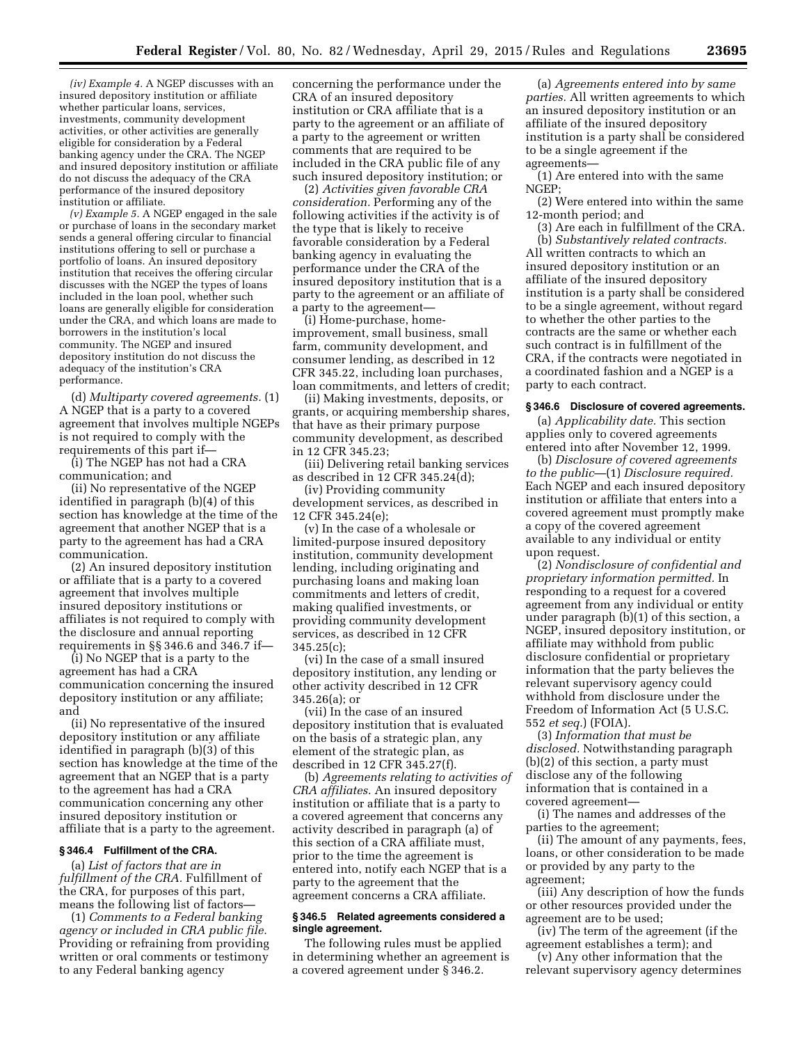*(iv) Example 4.* A NGEP discusses with an insured depository institution or affiliate whether particular loans, services, investments, community development activities, or other activities are generally eligible for consideration by a Federal banking agency under the CRA. The NGEP and insured depository institution or affiliate do not discuss the adequacy of the CRA performance of the insured depository institution or affiliate.

*(v) Example 5.* A NGEP engaged in the sale or purchase of loans in the secondary market sends a general offering circular to financial institutions offering to sell or purchase a portfolio of loans. An insured depository institution that receives the offering circular discusses with the NGEP the types of loans included in the loan pool, whether such loans are generally eligible for consideration under the CRA, and which loans are made to borrowers in the institution's local community. The NGEP and insured depository institution do not discuss the adequacy of the institution's CRA performance.

(d) *Multiparty covered agreements.* (1) A NGEP that is a party to a covered agreement that involves multiple NGEPs is not required to comply with the requirements of this part if—

(i) The NGEP has not had a CRA communication; and

(ii) No representative of the NGEP identified in paragraph (b)(4) of this section has knowledge at the time of the agreement that another NGEP that is a party to the agreement has had a CRA communication.

(2) An insured depository institution or affiliate that is a party to a covered agreement that involves multiple insured depository institutions or affiliates is not required to comply with the disclosure and annual reporting requirements in §§ 346.6 and 346.7 if—

(i) No NGEP that is a party to the agreement has had a CRA communication concerning the insured depository institution or any affiliate; and

(ii) No representative of the insured depository institution or any affiliate identified in paragraph (b)(3) of this section has knowledge at the time of the agreement that an NGEP that is a party to the agreement has had a CRA communication concerning any other insured depository institution or affiliate that is a party to the agreement.

### § 346.4 Fulfillment of the CRA.

(a) *List of factors that are in fulfillment of the CRA.* Fulfillment of the CRA, for purposes of this part, means the following list of factors—

(1) *Comments to a Federal banking agency or included in CRA public file.* Providing or refraining from providing written or oral comments or testimony to any Federal banking agency concerning the performance under the CRA of an insured depository institution or CRA affiliate that is a party to the agreement or an affiliate of a party to the agreement or written comments that are required to be included in the CRA public file of any such insured depository institution; or

(2) *Activities given favorable CRA consideration.* Performing any of the following activities if the activity is of the type that is likely to receive favorable consideration by a Federal banking agency in evaluating the performance under the CRA of the insured depository institution that is a party to the agreement or an affiliate of a party to the agreement—

(i) Home-purchase, home-improvement, small business, small farm, community development, and consumer lending, as described in 12 CFR 345.22, including loan purchases, loan commitments, and letters of credit;

(ii) Making investments, deposits, or grants, or acquiring membership shares, that have as their primary purpose community development, as described in 12 CFR 345.23;

(iii) Delivering retail banking services as described in 12 CFR 345.24(d);

(iv) Providing community development services, as described in 12 CFR 345.24(e);

(v) In the case of a wholesale or limited-purpose insured depository institution, community development lending, including originating and purchasing loans and making loan commitments and letters of credit, making qualified investments, or providing community development services, as described in 12 CFR 345.25(c);

(vi) In the case of a small insured depository institution, any lending or other activity described in 12 CFR 345.26(a); or

(vii) In the case of an insured depository institution that is evaluated on the basis of a strategic plan, any element of the strategic plan, as described in 12 CFR 345.27(f).

(b) *Agreements relating to activities of CRA affiliates.* An insured depository institution or affiliate that is a party to a covered agreement that concerns any activity described in paragraph (a) of this section of a CRA affiliate must, prior to the time the agreement is entered into, notify each NGEP that is a party to the agreement that the agreement concerns a CRA affiliate.

### § 346.5 Related agreements considered a single agreement.

The following rules must be applied in determining whether an agreement is a covered agreement under § 346.2.

(a) *Agreements entered into by same parties.* All written agreements to which an insured depository institution or an affiliate of the insured depository institution is a party shall be considered to be a single agreement if the agreements—

(1) Are entered into with the same NGEP;

(2) Were entered into within the same 12-month period; and

(3) Are each in fulfillment of the CRA.

(b) *Substantively related contracts.* All written contracts to which an insured depository institution or an affiliate of the insured depository institution is a party shall be considered to be a single agreement, without regard to whether the other parties to the contracts are the same or whether each such contract is in fulfillment of the CRA, if the contracts were negotiated in a coordinated fashion and a NGEP is a party to each contract.

### § 346.6 Disclosure of covered agreements.

(a) *Applicability date.* This section applies only to covered agreements entered into after November 12, 1999.

(b) *Disclosure of covered agreements to the public*—(1) *Disclosure required.* Each NGEP and each insured depository institution or affiliate that enters into a covered agreement must promptly make a copy of the covered agreement available to any individual or entity upon request.

(2) *Nondisclosure of confidential and proprietary information permitted.* In responding to a request for a covered agreement from any individual or entity under paragraph (b)(1) of this section, a NGEP, insured depository institution, or affiliate may withhold from public disclosure confidential or proprietary information that the party believes the relevant supervisory agency could withhold from disclosure under the Freedom of Information Act (5 U.S.C. 552 *et seq.*) (FOIA).

(3) *Information that must be disclosed.* Notwithstanding paragraph (b)(2) of this section, a party must disclose any of the following information that is contained in a covered agreement—

(i) The names and addresses of the parties to the agreement;

(ii) The amount of any payments, fees, loans, or other consideration to be made or provided by any party to the agreement;

(iii) Any description of how the funds or other resources provided under the agreement are to be used;

(iv) The term of the agreement (if the agreement establishes a term); and

(v) Any other information that the relevant supervisory agency determines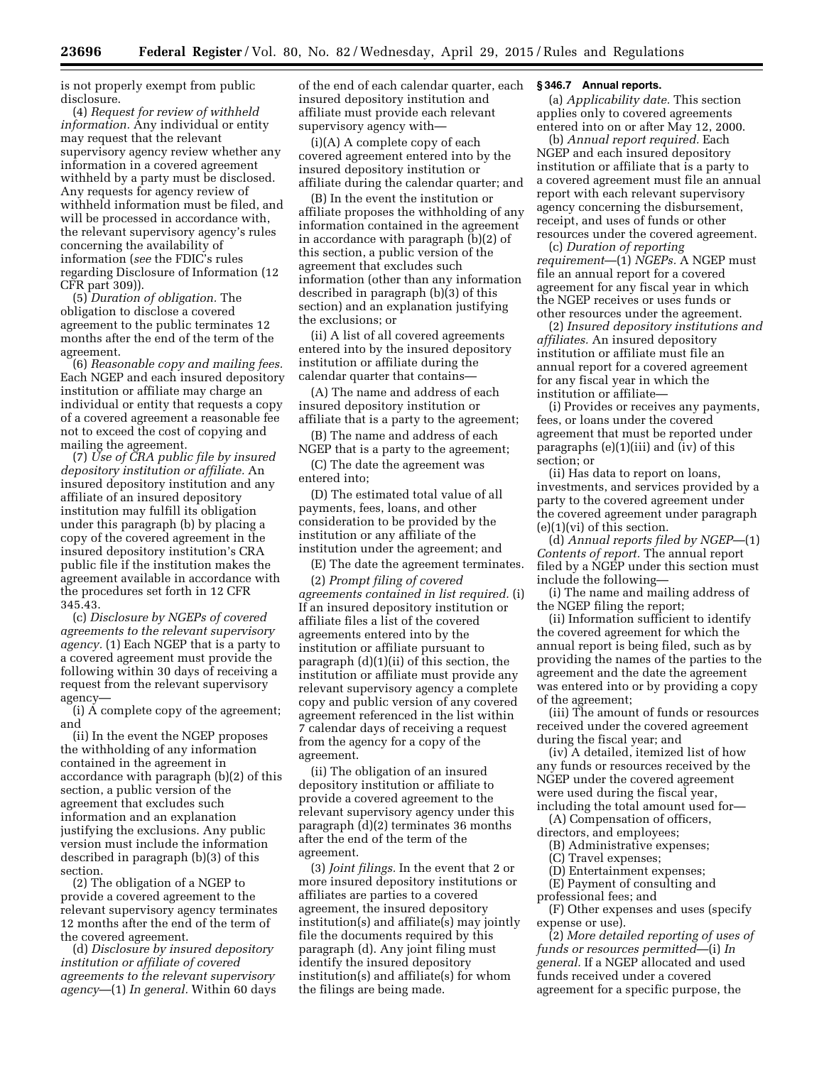is not properly exempt from public disclosure.

(4) *Request for review of withheld information.* Any individual or entity may request that the relevant supervisory agency review whether any information in a covered agreement withheld by a party must be disclosed. Any requests for agency review of withheld information must be filed, and will be processed in accordance with, the relevant supervisory agency's rules concerning the availability of information (*see* the FDIC's rules regarding Disclosure of Information (12 CFR part 309)).

(5) *Duration of obligation.* The obligation to disclose a covered agreement to the public terminates 12 months after the end of the term of the agreement.

(6) *Reasonable copy and mailing fees.* Each NGEP and each insured depository institution or affiliate may charge an individual or entity that requests a copy of a covered agreement a reasonable fee not to exceed the cost of copying and mailing the agreement.

(7) *Use of CRA public file by insured depository institution or affiliate.* An insured depository institution and any affiliate of an insured depository institution may fulfill its obligation under this paragraph (b) by placing a copy of the covered agreement in the insured depository institution's CRA public file if the institution makes the agreement available in accordance with the procedures set forth in 12 CFR 345.43.

(c) *Disclosure by NGEPs of covered agreements to the relevant supervisory agency.* (1) Each NGEP that is a party to a covered agreement must provide the following within 30 days of receiving a request from the relevant supervisory agency—

(i) A complete copy of the agreement; and

(ii) In the event the NGEP proposes the withholding of any information contained in the agreement in accordance with paragraph (b)(2) of this section, a public version of the agreement that excludes such information and an explanation justifying the exclusions. Any public version must include the information described in paragraph (b)(3) of this section.

(2) The obligation of a NGEP to provide a covered agreement to the relevant supervisory agency terminates 12 months after the end of the term of the covered agreement.

(d) *Disclosure by insured depository institution or affiliate of covered agreements to the relevant supervisory agency*—(1) *In general.* Within 60 days of the end of each calendar quarter, each insured depository institution and affiliate must provide each relevant supervisory agency with—

(i)(A) A complete copy of each covered agreement entered into by the insured depository institution or affiliate during the calendar quarter; and

(B) In the event the institution or affiliate proposes the withholding of any information contained in the agreement in accordance with paragraph (b)(2) of this section, a public version of the agreement that excludes such information (other than any information described in paragraph (b)(3) of this section) and an explanation justifying the exclusions; or

(ii) A list of all covered agreements entered into by the insured depository institution or affiliate during the calendar quarter that contains—

(A) The name and address of each insured depository institution or affiliate that is a party to the agreement;

(B) The name and address of each NGEP that is a party to the agreement;

(C) The date the agreement was entered into;

(D) The estimated total value of all payments, fees, loans, and other consideration to be provided by the institution or any affiliate of the institution under the agreement; and

(E) The date the agreement terminates.

(2) *Prompt filing of covered agreements contained in list required.* (i) If an insured depository institution or affiliate files a list of the covered agreements entered into by the institution or affiliate pursuant to paragraph (d)(1)(ii) of this section, the institution or affiliate must provide any relevant supervisory agency a complete copy and public version of any covered agreement referenced in the list within 7 calendar days of receiving a request from the agency for a copy of the agreement.

(ii) The obligation of an insured depository institution or affiliate to provide a covered agreement to the relevant supervisory agency under this paragraph (d)(2) terminates 36 months after the end of the term of the agreement.

(3) *Joint filings.* In the event that 2 or more insured depository institutions or affiliates are parties to a covered agreement, the insured depository institution(s) and affiliate(s) may jointly file the documents required by this paragraph (d). Any joint filing must identify the insured depository institution(s) and affiliate(s) for whom the filings are being made.

### § 346.7 Annual reports.

(a) *Applicability date.* This section applies only to covered agreements entered into on or after May 12, 2000.

(b) *Annual report required.* Each NGEP and each insured depository institution or affiliate that is a party to a covered agreement must file an annual report with each relevant supervisory agency concerning the disbursement, receipt, and uses of funds or other resources under the covered agreement.

(c) *Duration of reporting requirement*—(1) *NGEPs.* A NGEP must file an annual report for a covered agreement for any fiscal year in which the NGEP receives or uses funds or other resources under the agreement.

(2) *Insured depository institutions and affiliates.* An insured depository institution or affiliate must file an annual report for a covered agreement for any fiscal year in which the institution or affiliate—

(i) Provides or receives any payments, fees, or loans under the covered agreement that must be reported under paragraphs (e)(1)(iii) and (iv) of this section; or

(ii) Has data to report on loans, investments, and services provided by a party to the covered agreement under the covered agreement under paragraph (e)(1)(vi) of this section.

(d) *Annual reports filed by NGEP*—(1) *Contents of report.* The annual report filed by a NGEP under this section must include the following—

(i) The name and mailing address of the NGEP filing the report;

(ii) Information sufficient to identify the covered agreement for which the annual report is being filed, such as by providing the names of the parties to the agreement and the date the agreement was entered into or by providing a copy of the agreement;

(iii) The amount of funds or resources received under the covered agreement during the fiscal year; and

(iv) A detailed, itemized list of how any funds or resources received by the NGEP under the covered agreement were used during the fiscal year, including the total amount used for—

(A) Compensation of officers, directors, and employees;

(B) Administrative expenses;

(C) Travel expenses;

(D) Entertainment expenses;

(E) Payment of consulting and professional fees; and

(F) Other expenses and uses (specify expense or use).

(2) *More detailed reporting of uses of funds or resources permitted*—(i) *In general.* If a NGEP allocated and used funds received under a covered agreement for a specific purpose, the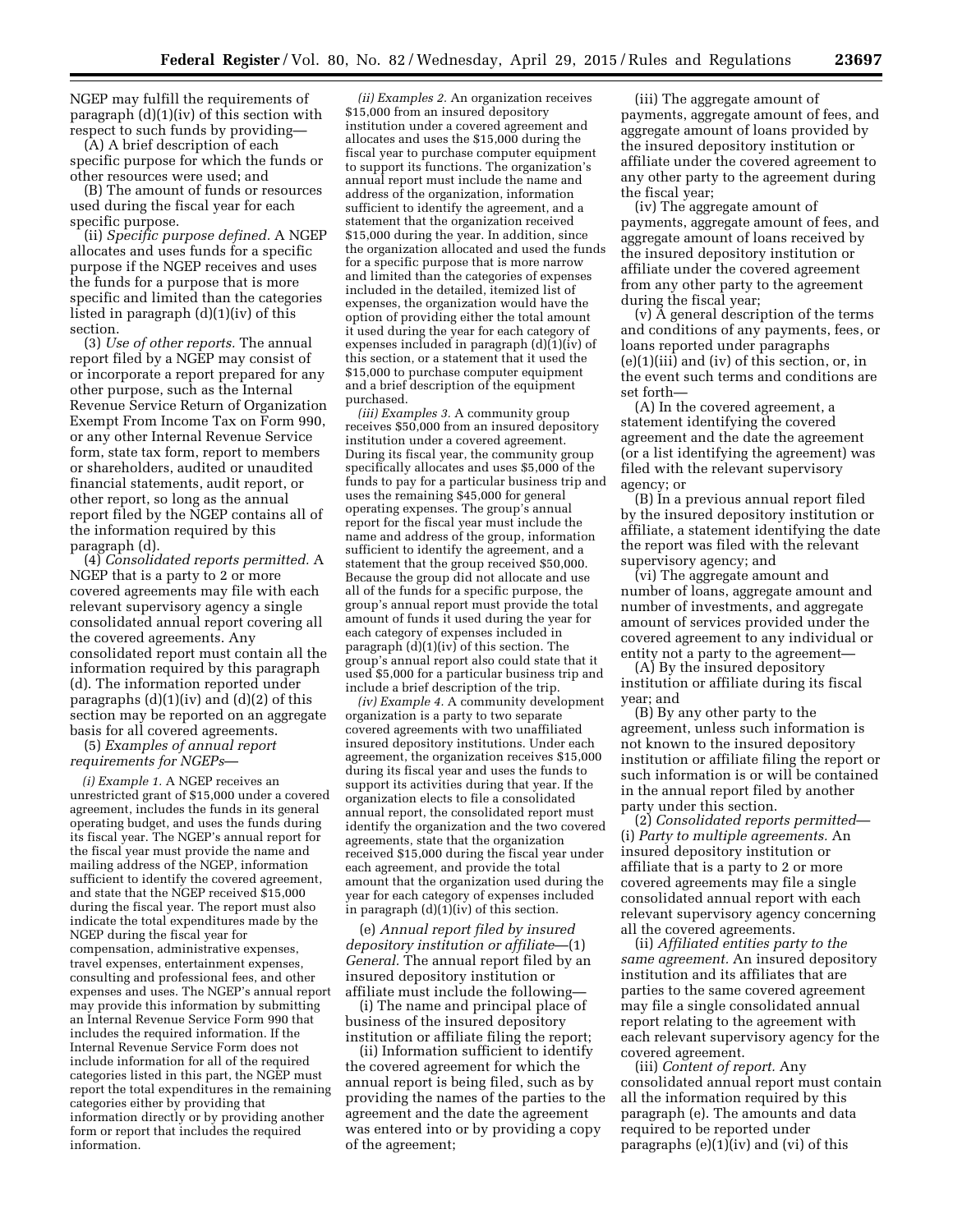NGEP may fulfill the requirements of paragraph (d)(1)(iv) of this section with respect to such funds by providing—

(A) A brief description of each specific purpose for which the funds or other resources were used; and

(B) The amount of funds or resources used during the fiscal year for each specific purpose.

(ii) *Specific purpose defined.* A NGEP allocates and uses funds for a specific purpose if the NGEP receives and uses the funds for a purpose that is more specific and limited than the categories listed in paragraph (d)(1)(iv) of this section.

(3) *Use of other reports.* The annual report filed by a NGEP may consist of or incorporate a report prepared for any other purpose, such as the Internal Revenue Service Return of Organization Exempt From Income Tax on Form 990, or any other Internal Revenue Service form, state tax form, report to members or shareholders, audited or unaudited financial statements, audit report, or other report, so long as the annual report filed by the NGEP contains all of the information required by this paragraph (d).

(4) *Consolidated reports permitted.* A NGEP that is a party to 2 or more covered agreements may file with each relevant supervisory agency a single consolidated annual report covering all the covered agreements. Any consolidated report must contain all the information required by this paragraph (d). The information reported under paragraphs (d)(1)(iv) and (d)(2) of this section may be reported on an aggregate basis for all covered agreements.

(5) *Examples of annual report requirements for NGEPs*—

*(i) Example 1.* A NGEP receives an unrestricted grant of $15,000 under a covered agreement, includes the funds in its general operating budget, and uses the funds during its fiscal year. The NGEP's annual report for the fiscal year must provide the name and mailing address of the NGEP, information sufficient to identify the covered agreement, and state that the NGEP received $15,000 during the fiscal year. The report must also indicate the total expenditures made by the NGEP during the fiscal year for compensation, administrative expenses, travel expenses, entertainment expenses, consulting and professional fees, and other expenses and uses. The NGEP's annual report may provide this information by submitting an Internal Revenue Service Form 990 that includes the required information. If the Internal Revenue Service Form does not include information for all of the required categories listed in this part, the NGEP must report the total expenditures in the remaining categories either by providing that information directly or by providing another form or report that includes the required information.

*(ii) Examples 2.* An organization receives $15,000 from an insured depository institution under a covered agreement and allocates and uses the $15,000 during the fiscal year to purchase computer equipment to support its functions. The organization's annual report must include the name and address of the organization, information sufficient to identify the agreement, and a statement that the organization received $15,000 during the year. In addition, since the organization allocated and used the funds for a specific purpose that is more narrow and limited than the categories of expenses included in the detailed, itemized list of expenses, the organization would have the option of providing either the total amount it used during the year for each category of expenses included in paragraph (d)(1)(iv) of this section, or a statement that it used the $15,000 to purchase computer equipment and a brief description of the equipment purchased.

*(iii) Examples 3.* A community group receives $50,000 from an insured depository institution under a covered agreement. During its fiscal year, the community group specifically allocates and uses $5,000 of the funds to pay for a particular business trip and uses the remaining $45,000 for general operating expenses. The group's annual report for the fiscal year must include the name and address of the group, information sufficient to identify the agreement, and a statement that the group received $50,000. Because the group did not allocate and use all of the funds for a specific purpose, the group's annual report must provide the total amount of funds it used during the year for each category of expenses included in paragraph (d)(1)(iv) of this section. The group's annual report also could state that it used $5,000 for a particular business trip and include a brief description of the trip.

*(iv) Example 4.* A community development organization is a party to two separate covered agreements with two unaffiliated insured depository institutions. Under each agreement, the organization receives $15,000 during its fiscal year and uses the funds to support its activities during that year. If the organization elects to file a consolidated annual report, the consolidated report must identify the organization and the two covered agreements, state that the organization received $15,000 during the fiscal year under each agreement, and provide the total amount that the organization used during the year for each category of expenses included in paragraph (d)(1)(iv) of this section.

(e) *Annual report filed by insured depository institution or affiliate*—(1) *General.* The annual report filed by an insured depository institution or affiliate must include the following—

(i) The name and principal place of business of the insured depository institution or affiliate filing the report;

(ii) Information sufficient to identify the covered agreement for which the annual report is being filed, such as by providing the names of the parties to the agreement and the date the agreement was entered into or by providing a copy of the agreement;

(iii) The aggregate amount of payments, aggregate amount of fees, and aggregate amount of loans provided by the insured depository institution or affiliate under the covered agreement to any other party to the agreement during the fiscal year;

(iv) The aggregate amount of payments, aggregate amount of fees, and aggregate amount of loans received by the insured depository institution or affiliate under the covered agreement from any other party to the agreement during the fiscal year;

(v) A general description of the terms and conditions of any payments, fees, or loans reported under paragraphs (e)(1)(iii) and (iv) of this section, or, in the event such terms and conditions are set forth—

(A) In the covered agreement, a statement identifying the covered agreement and the date the agreement (or a list identifying the agreement) was filed with the relevant supervisory agency; or

(B) In a previous annual report filed by the insured depository institution or affiliate, a statement identifying the date the report was filed with the relevant supervisory agency; and

(vi) The aggregate amount and number of loans, aggregate amount and number of investments, and aggregate amount of services provided under the covered agreement to any individual or entity not a party to the agreement—

(A) By the insured depository institution or affiliate during its fiscal year; and

(B) By any other party to the agreement, unless such information is not known to the insured depository institution or affiliate filing the report or such information is or will be contained in the annual report filed by another party under this section.

(2) *Consolidated reports permitted*—(i) *Party to multiple agreements.* An insured depository institution or affiliate that is a party to 2 or more covered agreements may file a single consolidated annual report with each relevant supervisory agency concerning all the covered agreements.

(ii) *Affiliated entities party to the same agreement.* An insured depository institution and its affiliates that are parties to the same covered agreement may file a single consolidated annual report relating to the agreement with each relevant supervisory agency for the covered agreement.

(iii) *Content of report.* Any consolidated annual report must contain all the information required by this paragraph (e). The amounts and data required to be reported under paragraphs (e)(1)(iv) and (vi) of this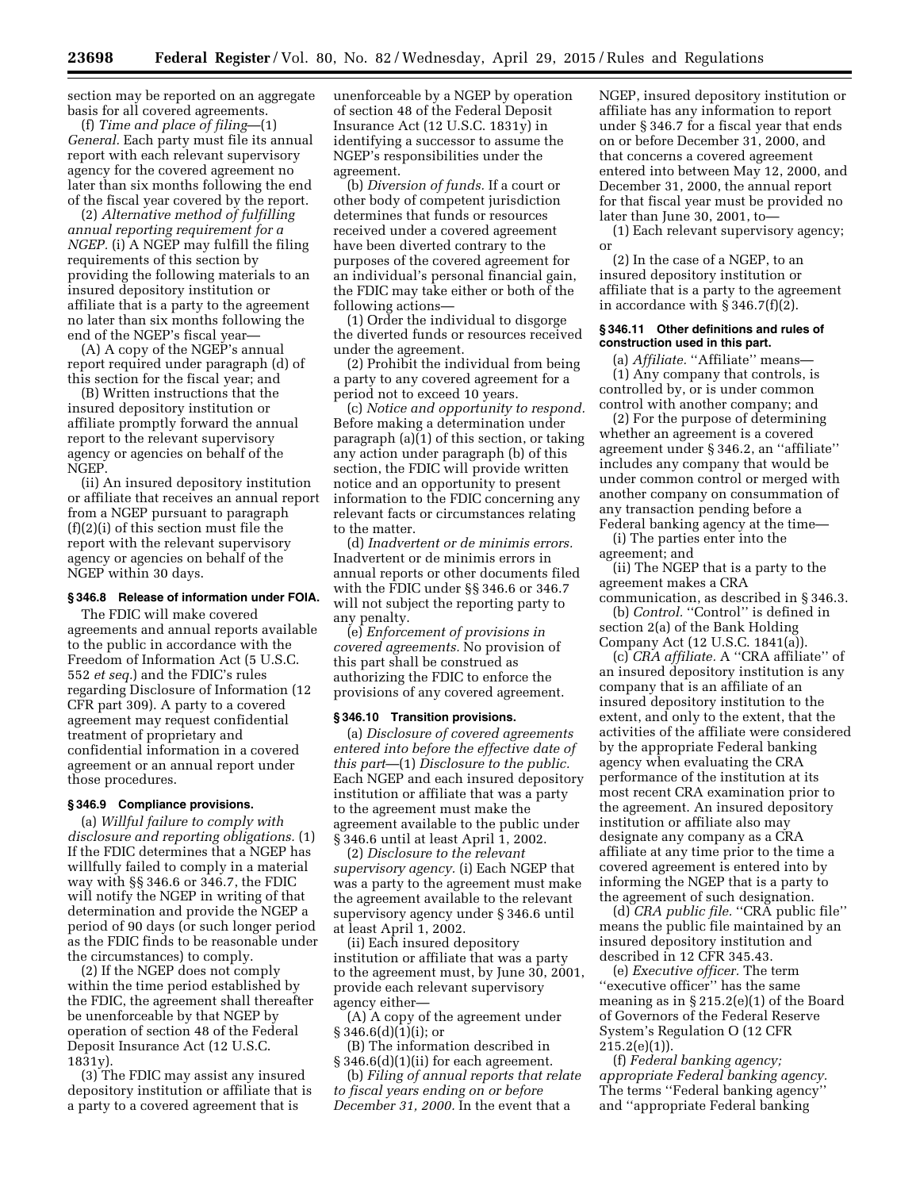section may be reported on an aggregate basis for all covered agreements.

(f) *Time and place of filing*—(1) *General.* Each party must file its annual report with each relevant supervisory agency for the covered agreement no later than six months following the end of the fiscal year covered by the report.

(2) *Alternative method of fulfilling annual reporting requirement for a NGEP.* (i) A NGEP may fulfill the filing requirements of this section by providing the following materials to an insured depository institution or affiliate that is a party to the agreement no later than six months following the end of the NGEP's fiscal year—

(A) A copy of the NGEP's annual report required under paragraph (d) of this section for the fiscal year; and

(B) Written instructions that the insured depository institution or affiliate promptly forward the annual report to the relevant supervisory agency or agencies on behalf of the NGEP.

(ii) An insured depository institution or affiliate that receives an annual report from a NGEP pursuant to paragraph (f)(2)(i) of this section must file the report with the relevant supervisory agency or agencies on behalf of the NGEP within 30 days.

### § 346.8 Release of information under FOIA.

The FDIC will make covered agreements and annual reports available to the public in accordance with the Freedom of Information Act (5 U.S.C. 552 *et seq.*) and the FDIC's rules regarding Disclosure of Information (12 CFR part 309). A party to a covered agreement may request confidential treatment of proprietary and confidential information in a covered agreement or an annual report under those procedures.

### § 346.9 Compliance provisions.

(a) *Willful failure to comply with disclosure and reporting obligations.* (1) If the FDIC determines that a NGEP has willfully failed to comply in a material way with §§ 346.6 or 346.7, the FDIC will notify the NGEP in writing of that determination and provide the NGEP a period of 90 days (or such longer period as the FDIC finds to be reasonable under the circumstances) to comply.

(2) If the NGEP does not comply within the time period established by the FDIC, the agreement shall thereafter be unenforceable by that NGEP by operation of section 48 of the Federal Deposit Insurance Act (12 U.S.C. 1831y).

(3) The FDIC may assist any insured depository institution or affiliate that is a party to a covered agreement that is unenforceable by a NGEP by operation of section 48 of the Federal Deposit Insurance Act (12 U.S.C. 1831y) in identifying a successor to assume the NGEP's responsibilities under the agreement.

(b) *Diversion of funds.* If a court or other body of competent jurisdiction determines that funds or resources received under a covered agreement have been diverted contrary to the purposes of the covered agreement for an individual's personal financial gain, the FDIC may take either or both of the following actions—

(1) Order the individual to disgorge the diverted funds or resources received under the agreement.

(2) Prohibit the individual from being a party to any covered agreement for a period not to exceed 10 years.

(c) *Notice and opportunity to respond.* Before making a determination under paragraph (a)(1) of this section, or taking any action under paragraph (b) of this section, the FDIC will provide written notice and an opportunity to present information to the FDIC concerning any relevant facts or circumstances relating to the matter.

(d) *Inadvertent or de minimis errors.* Inadvertent or de minimis errors in annual reports or other documents filed with the FDIC under §§ 346.6 or 346.7 will not subject the reporting party to any penalty.

(e) *Enforcement of provisions in covered agreements.* No provision of this part shall be construed as authorizing the FDIC to enforce the provisions of any covered agreement.

### § 346.10 Transition provisions.

(a) *Disclosure of covered agreements entered into before the effective date of this part*—(1) *Disclosure to the public.* Each NGEP and each insured depository institution or affiliate that was a party to the agreement must make the agreement available to the public under § 346.6 until at least April 1, 2002.

(2) *Disclosure to the relevant supervisory agency.* (i) Each NGEP that was a party to the agreement must make the agreement available to the relevant supervisory agency under § 346.6 until at least April 1, 2002.

(ii) Each insured depository institution or affiliate that was a party to the agreement must, by June 30, 2001, provide each relevant supervisory agency either—

(A) A copy of the agreement under § 346.6(d)(1)(i); or

(B) The information described in § 346.6(d)(1)(ii) for each agreement.

(b) *Filing of annual reports that relate to fiscal years ending on or before December 31, 2000.* In the event that a NGEP, insured depository institution or affiliate has any information to report under § 346.7 for a fiscal year that ends on or before December 31, 2000, and that concerns a covered agreement entered into between May 12, 2000, and December 31, 2000, the annual report for that fiscal year must be provided no later than June 30, 2001, to—

(1) Each relevant supervisory agency; or

(2) In the case of a NGEP, to an insured depository institution or affiliate that is a party to the agreement in accordance with § 346.7(f)(2).

### § 346.11 Other definitions and rules of construction used in this part.

(a) *Affiliate.* ''Affiliate'' means—

(1) Any company that controls, is controlled by, or is under common control with another company; and

(2) For the purpose of determining whether an agreement is a covered agreement under § 346.2, an ''affiliate'' includes any company that would be under common control or merged with another company on consummation of any transaction pending before a Federal banking agency at the time—

(i) The parties enter into the agreement; and

(ii) The NGEP that is a party to the agreement makes a CRA communication, as described in § 346.3.

(b) *Control.* ''Control'' is defined in section 2(a) of the Bank Holding Company Act (12 U.S.C. 1841(a)).

(c) *CRA affiliate.* A ''CRA affiliate'' of an insured depository institution is any company that is an affiliate of an insured depository institution to the extent, and only to the extent, that the activities of the affiliate were considered by the appropriate Federal banking agency when evaluating the CRA performance of the institution at its most recent CRA examination prior to the agreement. An insured depository institution or affiliate also may designate any company as a CRA affiliate at any time prior to the time a covered agreement is entered into by informing the NGEP that is a party to the agreement of such designation.

(d) *CRA public file.* ''CRA public file'' means the public file maintained by an insured depository institution and described in 12 CFR 345.43.

(e) *Executive officer.* The term ''executive officer'' has the same meaning as in § 215.2(e)(1) of the Board of Governors of the Federal Reserve System's Regulation O (12 CFR 215.2(e)(1)).

(f) *Federal banking agency; appropriate Federal banking agency.* The terms ''Federal banking agency'' and ''appropriate Federal banking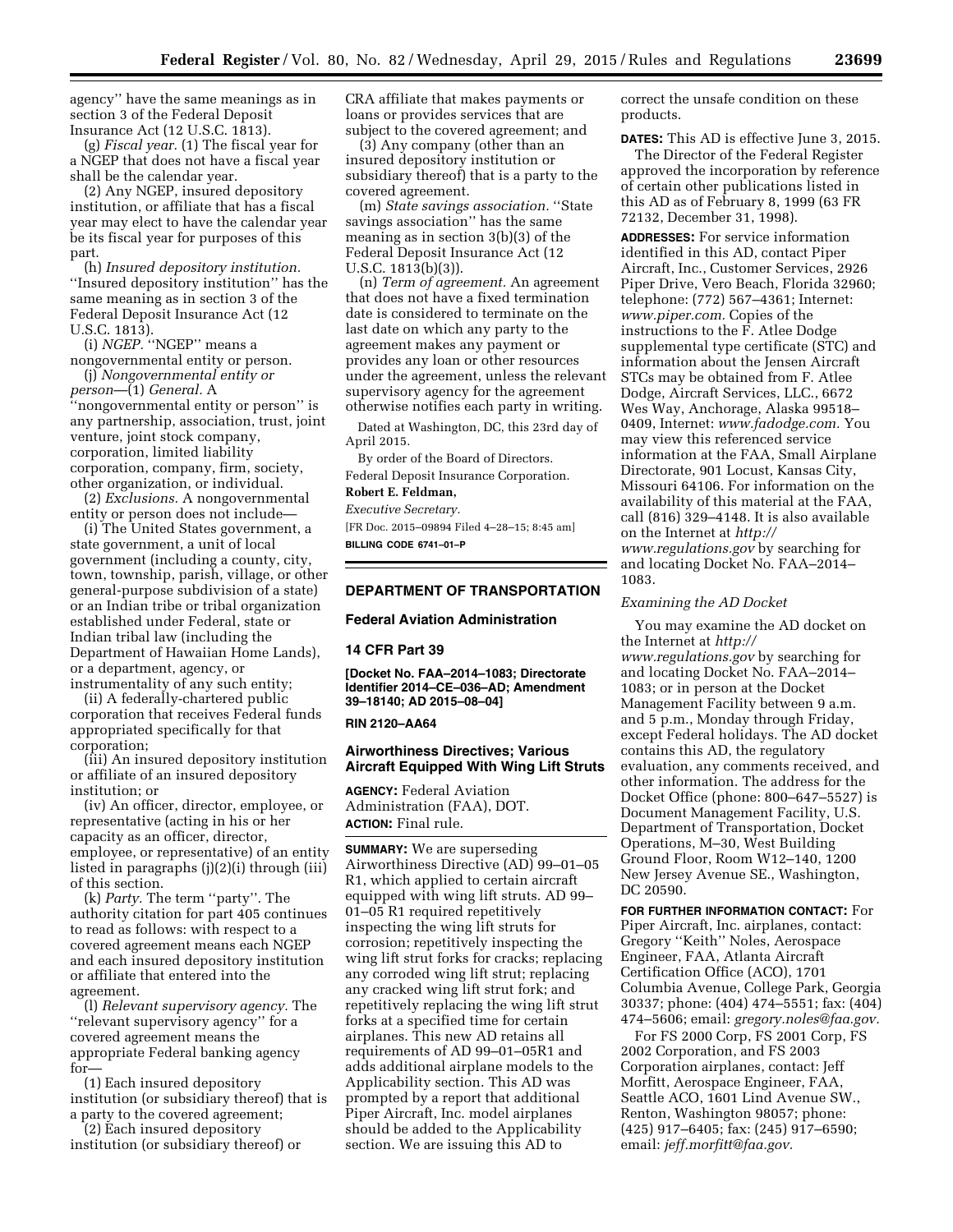agency'' have the same meanings as in section 3 of the Federal Deposit Insurance Act (12 U.S.C. 1813).

(g) *Fiscal year.* (1) The fiscal year for a NGEP that does not have a fiscal year shall be the calendar year.

(2) Any NGEP, insured depository institution, or affiliate that has a fiscal year may elect to have the calendar year be its fiscal year for purposes of this part.

(h) *Insured depository institution.* ''Insured depository institution'' has the same meaning as in section 3 of the Federal Deposit Insurance Act (12 U.S.C. 1813).

(i) *NGEP.* ''NGEP'' means a nongovernmental entity or person.

(j) *Nongovernmental entity or person*—(1) *General.* A ''nongovernmental entity or person'' is any partnership, association, trust, joint venture, joint stock company, corporation, limited liability corporation, company, firm, society, other organization, or individual.

(2) *Exclusions.* A nongovernmental entity or person does not include—

(i) The United States government, a state government, a unit of local government (including a county, city, town, township, parish, village, or other general-purpose subdivision of a state) or an Indian tribe or tribal organization established under Federal, state or Indian tribal law (including the Department of Hawaiian Home Lands), or a department, agency, or instrumentality of any such entity;

(ii) A federally-chartered public corporation that receives Federal funds appropriated specifically for that corporation;

(iii) An insured depository institution or affiliate of an insured depository institution; or

(iv) An officer, director, employee, or representative (acting in his or her capacity as an officer, director, employee, or representative) of an entity listed in paragraphs (j)(2)(i) through (iii) of this section.

(k) *Party.* The term ''party''. The authority citation for part 405 continues to read as follows: with respect to a covered agreement means each NGEP and each insured depository institution or affiliate that entered into the agreement.

(l) *Relevant supervisory agency.* The ''relevant supervisory agency'' for a covered agreement means the appropriate Federal banking agency for—

(1) Each insured depository institution (or subsidiary thereof) that is a party to the covered agreement;

(2) Each insured depository institution (or subsidiary thereof) or CRA affiliate that makes payments or loans or provides services that are subject to the covered agreement; and

(3) Any company (other than an insured depository institution or subsidiary thereof) that is a party to the covered agreement.

(m) *State savings association.* ''State savings association'' has the same meaning as in section 3(b)(3) of the Federal Deposit Insurance Act (12 U.S.C. 1813(b)(3)).

(n) *Term of agreement.* An agreement that does not have a fixed termination date is considered to terminate on the last date on which any party to the agreement makes any payment or provides any loan or other resources under the agreement, unless the relevant supervisory agency for the agreement otherwise notifies each party in writing.

Dated at Washington, DC, this 23rd day of April 2015.

By order of the Board of Directors.

Federal Deposit Insurance Corporation.

**Robert E. Feldman,**

*Executive Secretary.*

[FR Doc. 2015–09894 Filed 4–28–15; 8:45 am]

**BILLING CODE 6741–01–P**

---

## DEPARTMENT OF TRANSPORTATION

### Federal Aviation Administration

### 14 CFR Part 39

**[Docket No. FAA–2014–1083; Directorate Identifier 2014–CE–036–AD; Amendment 39–18140; AD 2015–08–04]**

**RIN 2120–AA64**

### Airworthiness Directives; Various Aircraft Equipped With Wing Lift Struts

**AGENCY:** Federal Aviation Administration (FAA), DOT.

**ACTION:** Final rule.

**SUMMARY:** We are superseding Airworthiness Directive (AD) 99–01–05 R1, which applied to certain aircraft equipped with wing lift struts. AD 99–01–05 R1 required repetitively inspecting the wing lift struts for corrosion; repetitively inspecting the wing lift strut forks for cracks; replacing any corroded wing lift strut; replacing any cracked wing lift strut fork; and repetitively replacing the wing lift strut forks at a specified time for certain airplanes. This new AD retains all requirements of AD 99–01–05R1 and adds additional airplane models to the Applicability section. This AD was prompted by a report that additional Piper Aircraft, Inc. model airplanes should be added to the Applicability section. We are issuing this AD to correct the unsafe condition on these products.

**DATES:** This AD is effective June 3, 2015.

The Director of the Federal Register approved the incorporation by reference of certain other publications listed in this AD as of February 8, 1999 (63 FR 72132, December 31, 1998).

**ADDRESSES:** For service information identified in this AD, contact Piper Aircraft, Inc., Customer Services, 2926 Piper Drive, Vero Beach, Florida 32960; telephone: (772) 567–4361; Internet: *www.piper.com*. Copies of the instructions to the F. Atlee Dodge supplemental type certificate (STC) and information about the Jensen Aircraft STCs may be obtained from F. Atlee Dodge, Aircraft Services, LLC., 6672 Wes Way, Anchorage, Alaska 99518–0409, Internet: *www.fadodge.com.* You may view this referenced service information at the FAA, Small Airplane Directorate, 901 Locust, Kansas City, Missouri 64106. For information on the availability of this material at the FAA, call (816) 329–4148. It is also available on the Internet at *http://www.regulations.gov* by searching for and locating Docket No. FAA–2014–1083.

*Examining the AD Docket*

You may examine the AD docket on the Internet at *http://www.regulations.gov* by searching for and locating Docket No. FAA–2014–1083; or in person at the Docket Management Facility between 9 a.m. and 5 p.m., Monday through Friday, except Federal holidays. The AD docket contains this AD, the regulatory evaluation, any comments received, and other information. The address for the Docket Office (phone: 800–647–5527) is Document Management Facility, U.S. Department of Transportation, Docket Operations, M–30, West Building Ground Floor, Room W12–140, 1200 New Jersey Avenue SE., Washington, DC 20590.

**FOR FURTHER INFORMATION CONTACT:** For Piper Aircraft, Inc. airplanes, contact: Gregory ''Keith'' Noles, Aerospace Engineer, FAA, Atlanta Aircraft Certification Office (ACO), 1701 Columbia Avenue, College Park, Georgia 30337; phone: (404) 474–5551; fax: (404) 474–5606; email: *gregory.noles@faa.gov.*

For FS 2000 Corp, FS 2001 Corp, FS 2002 Corporation, and FS 2003 Corporation airplanes, contact: Jeff Morfitt, Aerospace Engineer, FAA, Seattle ACO, 1601 Lind Avenue SW., Renton, Washington 98057; phone: (425) 917–6405; fax: (245) 917–6590; email: *jeff.morfitt@faa.gov.*